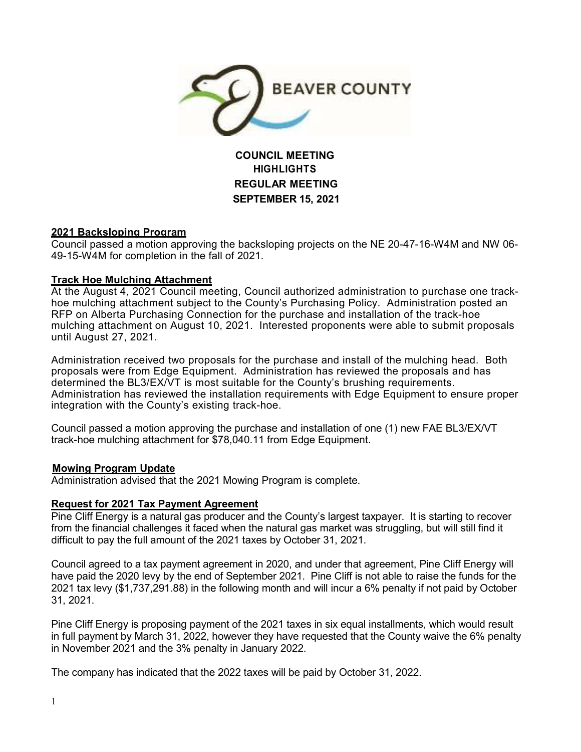BEAVER COUNTY

**COUNCIL MEETING**
**HIGHLIGHTS**
**REGULAR MEETING**
**SEPTEMBER 15, 2021**

## 2021 Backsloping Program

Council passed a motion approving the backsloping projects on the NE 20-47-16-W4M and NW 06-49-15-W4M for completion in the fall of 2021.

## Track Hoe Mulching Attachment

At the August 4, 2021 Council meeting, Council authorized administration to purchase one track-hoe mulching attachment subject to the County's Purchasing Policy. Administration posted an RFP on Alberta Purchasing Connection for the purchase and installation of the track-hoe mulching attachment on August 10, 2021. Interested proponents were able to submit proposals until August 27, 2021.

Administration received two proposals for the purchase and install of the mulching head. Both proposals were from Edge Equipment. Administration has reviewed the proposals and has determined the BL3/EX/VT is most suitable for the County's brushing requirements. Administration has reviewed the installation requirements with Edge Equipment to ensure proper integration with the County's existing track-hoe.

Council passed a motion approving the purchase and installation of one (1) new FAE BL3/EX/VT track-hoe mulching attachment for $78,040.11 from Edge Equipment.

## Mowing Program Update

Administration advised that the 2021 Mowing Program is complete.

## Request for 2021 Tax Payment Agreement

Pine Cliff Energy is a natural gas producer and the County's largest taxpayer. It is starting to recover from the financial challenges it faced when the natural gas market was struggling, but will still find it difficult to pay the full amount of the 2021 taxes by October 31, 2021.

Council agreed to a tax payment agreement in 2020, and under that agreement, Pine Cliff Energy will have paid the 2020 levy by the end of September 2021. Pine Cliff is not able to raise the funds for the 2021 tax levy ($1,737,291.88) in the following month and will incur a 6% penalty if not paid by October 31, 2021.

Pine Cliff Energy is proposing payment of the 2021 taxes in six equal installments, which would result in full payment by March 31, 2022, however they have requested that the County waive the 6% penalty in November 2021 and the 3% penalty in January 2022.

The company has indicated that the 2022 taxes will be paid by October 31, 2022.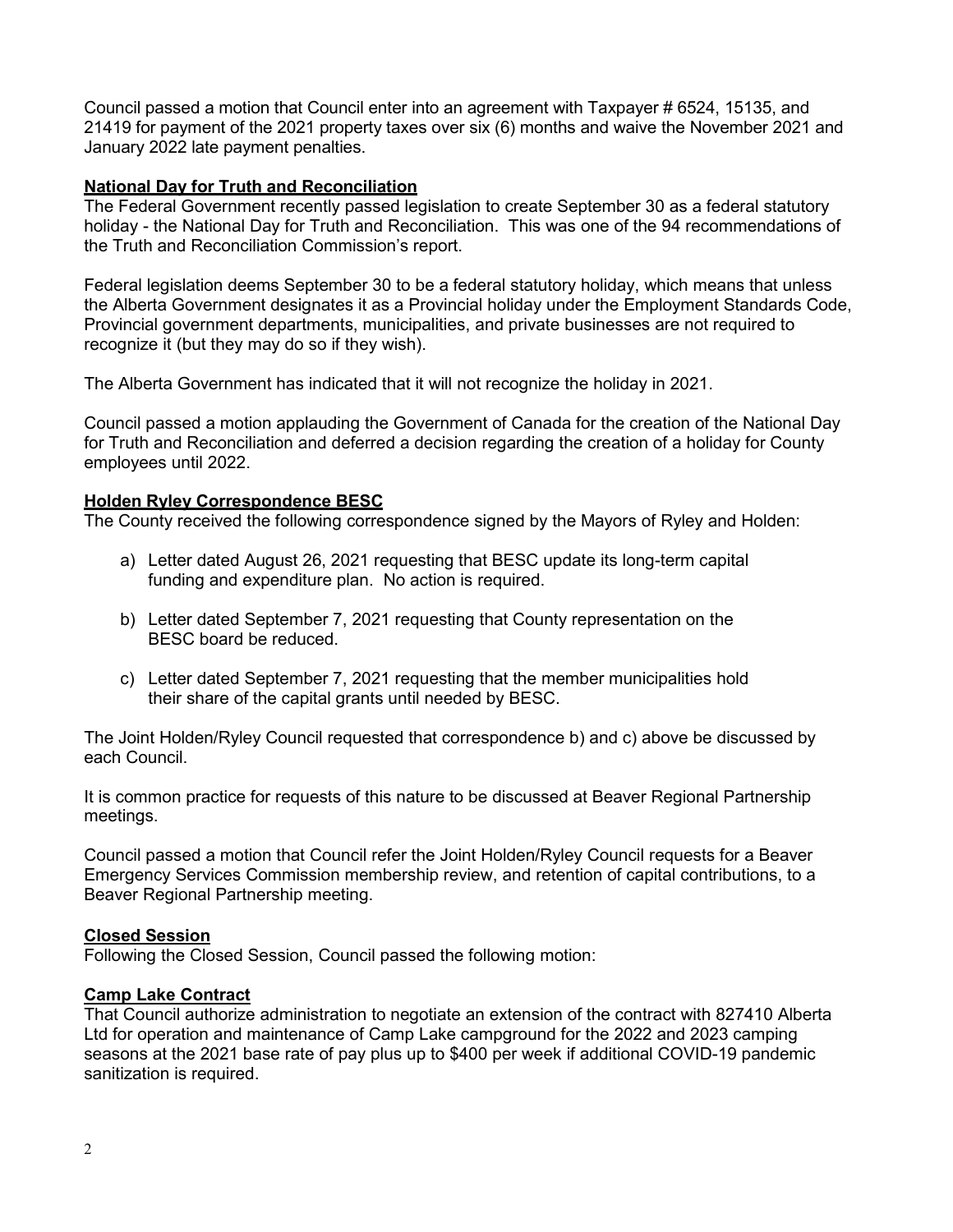Council passed a motion that Council enter into an agreement with Taxpayer # 6524, 15135, and 21419 for payment of the 2021 property taxes over six (6) months and waive the November 2021 and January 2022 late payment penalties.

**National Day for Truth and Reconciliation**

The Federal Government recently passed legislation to create September 30 as a federal statutory holiday - the National Day for Truth and Reconciliation. This was one of the 94 recommendations of the Truth and Reconciliation Commission's report.

Federal legislation deems September 30 to be a federal statutory holiday, which means that unless the Alberta Government designates it as a Provincial holiday under the Employment Standards Code, Provincial government departments, municipalities, and private businesses are not required to recognize it (but they may do so if they wish).

The Alberta Government has indicated that it will not recognize the holiday in 2021.

Council passed a motion applauding the Government of Canada for the creation of the National Day for Truth and Reconciliation and deferred a decision regarding the creation of a holiday for County employees until 2022.

**Holden Ryley Correspondence BESC**

The County received the following correspondence signed by the Mayors of Ryley and Holden:

a) Letter dated August 26, 2021 requesting that BESC update its long-term capital funding and expenditure plan. No action is required.

b) Letter dated September 7, 2021 requesting that County representation on the BESC board be reduced.

c) Letter dated September 7, 2021 requesting that the member municipalities hold their share of the capital grants until needed by BESC.

The Joint Holden/Ryley Council requested that correspondence b) and c) above be discussed by each Council.

It is common practice for requests of this nature to be discussed at Beaver Regional Partnership meetings.

Council passed a motion that Council refer the Joint Holden/Ryley Council requests for a Beaver Emergency Services Commission membership review, and retention of capital contributions, to a Beaver Regional Partnership meeting.

**Closed Session**

Following the Closed Session, Council passed the following motion:

**Camp Lake Contract**

That Council authorize administration to negotiate an extension of the contract with 827410 Alberta Ltd for operation and maintenance of Camp Lake campground for the 2022 and 2023 camping seasons at the 2021 base rate of pay plus up to $400 per week if additional COVID-19 pandemic sanitization is required.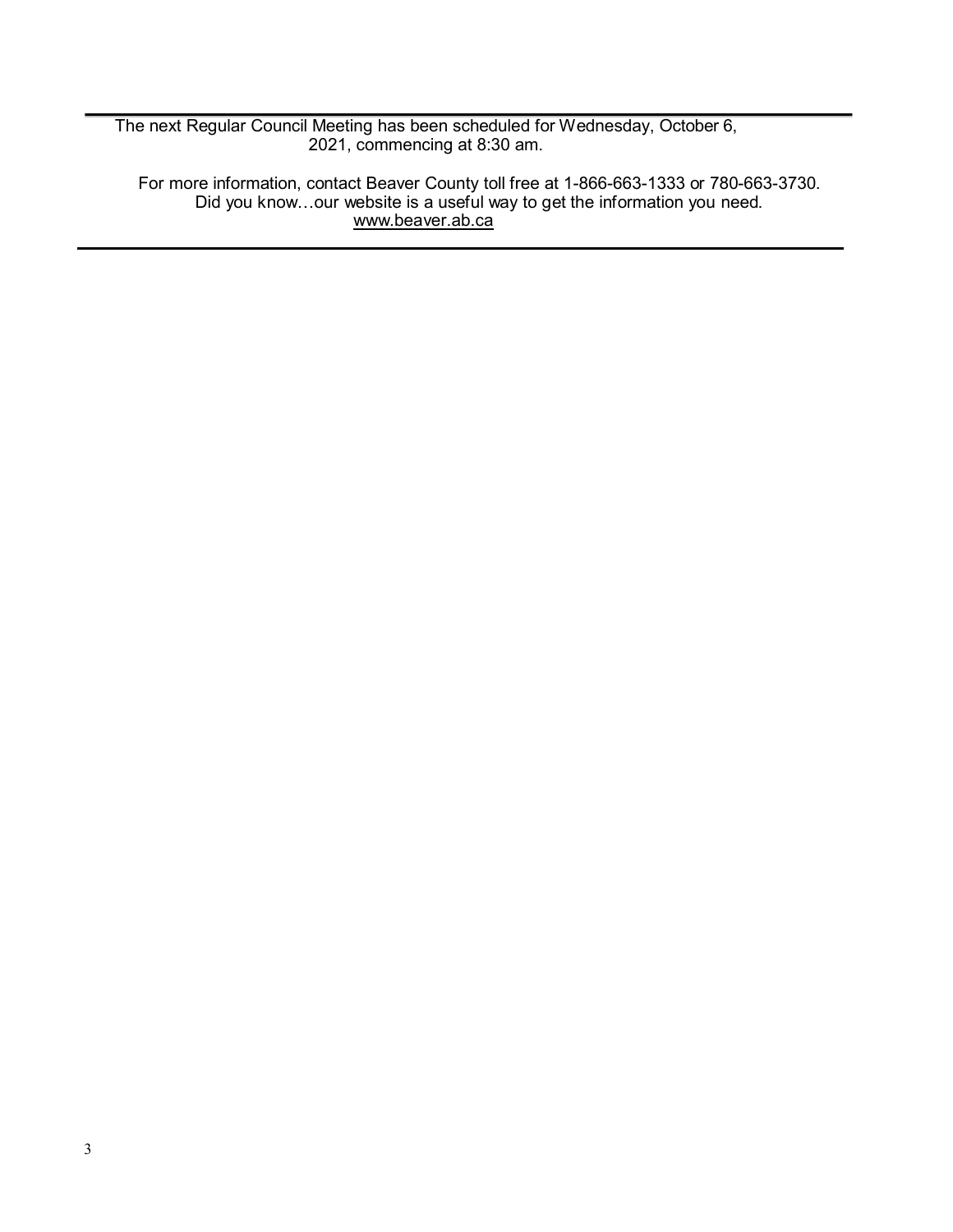---

The next Regular Council Meeting has been scheduled for Wednesday, October 6, 2021, commencing at 8:30 am.

For more information, contact Beaver County toll free at 1-866-663-1333 or 780-663-3730.
Did you know…our website is a useful way to get the information you need.
www.beaver.ab.ca

---